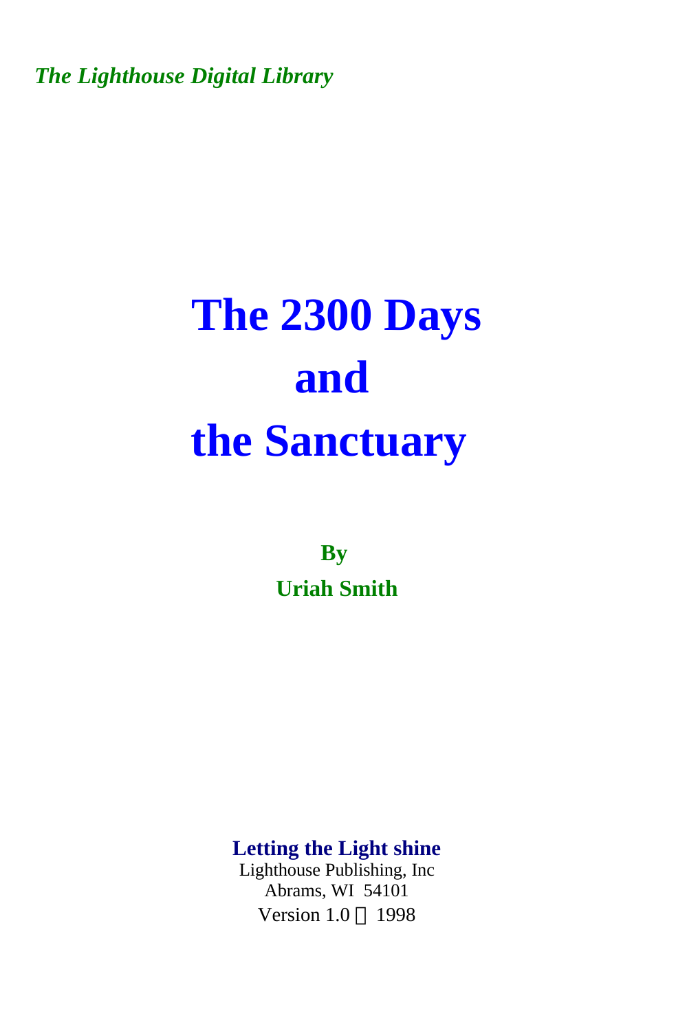*The Lighthouse Digital Library*

# The 2300 Days and the Sanctuary

**By**

**Uriah Smith**

**Letting the Light shine**

Lighthouse Publishing, Inc
Abrams, WI 54101
Version 1.0 © 1998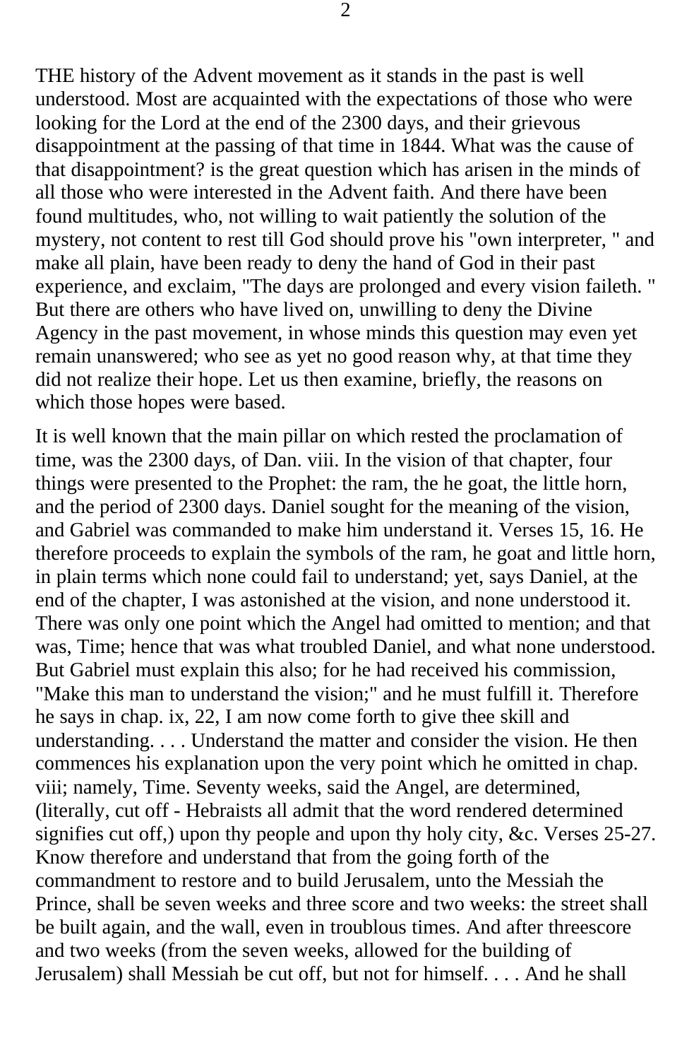THE history of the Advent movement as it stands in the past is well understood. Most are acquainted with the expectations of those who were looking for the Lord at the end of the 2300 days, and their grievous disappointment at the passing of that time in 1844. What was the cause of that disappointment? is the great question which has arisen in the minds of all those who were interested in the Advent faith. And there have been found multitudes, who, not willing to wait patiently the solution of the mystery, not content to rest till God should prove his "own interpreter, " and make all plain, have been ready to deny the hand of God in their past experience, and exclaim, "The days are prolonged and every vision faileth. " But there are others who have lived on, unwilling to deny the Divine Agency in the past movement, in whose minds this question may even yet remain unanswered; who see as yet no good reason why, at that time they did not realize their hope. Let us then examine, briefly, the reasons on which those hopes were based.

It is well known that the main pillar on which rested the proclamation of time, was the 2300 days, of Dan. viii. In the vision of that chapter, four things were presented to the Prophet: the ram, the he goat, the little horn, and the period of 2300 days. Daniel sought for the meaning of the vision, and Gabriel was commanded to make him understand it. Verses 15, 16. He therefore proceeds to explain the symbols of the ram, he goat and little horn, in plain terms which none could fail to understand; yet, says Daniel, at the end of the chapter, I was astonished at the vision, and none understood it. There was only one point which the Angel had omitted to mention; and that was, Time; hence that was what troubled Daniel, and what none understood. But Gabriel must explain this also; for he had received his commission, "Make this man to understand the vision;" and he must fulfill it. Therefore he says in chap. ix, 22, I am now come forth to give thee skill and understanding. . . . Understand the matter and consider the vision. He then commences his explanation upon the very point which he omitted in chap. viii; namely, Time. Seventy weeks, said the Angel, are determined, (literally, cut off - Hebraists all admit that the word rendered determined signifies cut off,) upon thy people and upon thy holy city, &c. Verses 25-27. Know therefore and understand that from the going forth of the commandment to restore and to build Jerusalem, unto the Messiah the Prince, shall be seven weeks and three score and two weeks: the street shall be built again, and the wall, even in troublous times. And after threescore and two weeks (from the seven weeks, allowed for the building of Jerusalem) shall Messiah be cut off, but not for himself. . . . And he shall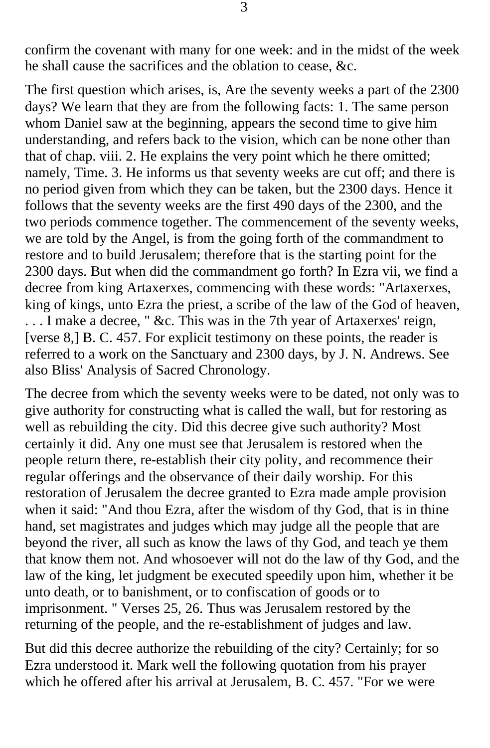confirm the covenant with many for one week: and in the midst of the week he shall cause the sacrifices and the oblation to cease, &c.

The first question which arises, is, Are the seventy weeks a part of the 2300 days? We learn that they are from the following facts: 1. The same person whom Daniel saw at the beginning, appears the second time to give him understanding, and refers back to the vision, which can be none other than that of chap. viii. 2. He explains the very point which he there omitted; namely, Time. 3. He informs us that seventy weeks are cut off; and there is no period given from which they can be taken, but the 2300 days. Hence it follows that the seventy weeks are the first 490 days of the 2300, and the two periods commence together. The commencement of the seventy weeks, we are told by the Angel, is from the going forth of the commandment to restore and to build Jerusalem; therefore that is the starting point for the 2300 days. But when did the commandment go forth? In Ezra vii, we find a decree from king Artaxerxes, commencing with these words: "Artaxerxes, king of kings, unto Ezra the priest, a scribe of the law of the God of heaven, . . . I make a decree, " &c. This was in the 7th year of Artaxerxes' reign, [verse 8,] B. C. 457. For explicit testimony on these points, the reader is referred to a work on the Sanctuary and 2300 days, by J. N. Andrews. See also Bliss' Analysis of Sacred Chronology.

The decree from which the seventy weeks were to be dated, not only was to give authority for constructing what is called the wall, but for restoring as well as rebuilding the city. Did this decree give such authority? Most certainly it did. Any one must see that Jerusalem is restored when the people return there, re-establish their city polity, and recommence their regular offerings and the observance of their daily worship. For this restoration of Jerusalem the decree granted to Ezra made ample provision when it said: "And thou Ezra, after the wisdom of thy God, that is in thine hand, set magistrates and judges which may judge all the people that are beyond the river, all such as know the laws of thy God, and teach ye them that know them not. And whosoever will not do the law of thy God, and the law of the king, let judgment be executed speedily upon him, whether it be unto death, or to banishment, or to confiscation of goods or to imprisonment. " Verses 25, 26. Thus was Jerusalem restored by the returning of the people, and the re-establishment of judges and law.

But did this decree authorize the rebuilding of the city? Certainly; for so Ezra understood it. Mark well the following quotation from his prayer which he offered after his arrival at Jerusalem, B. C. 457. "For we were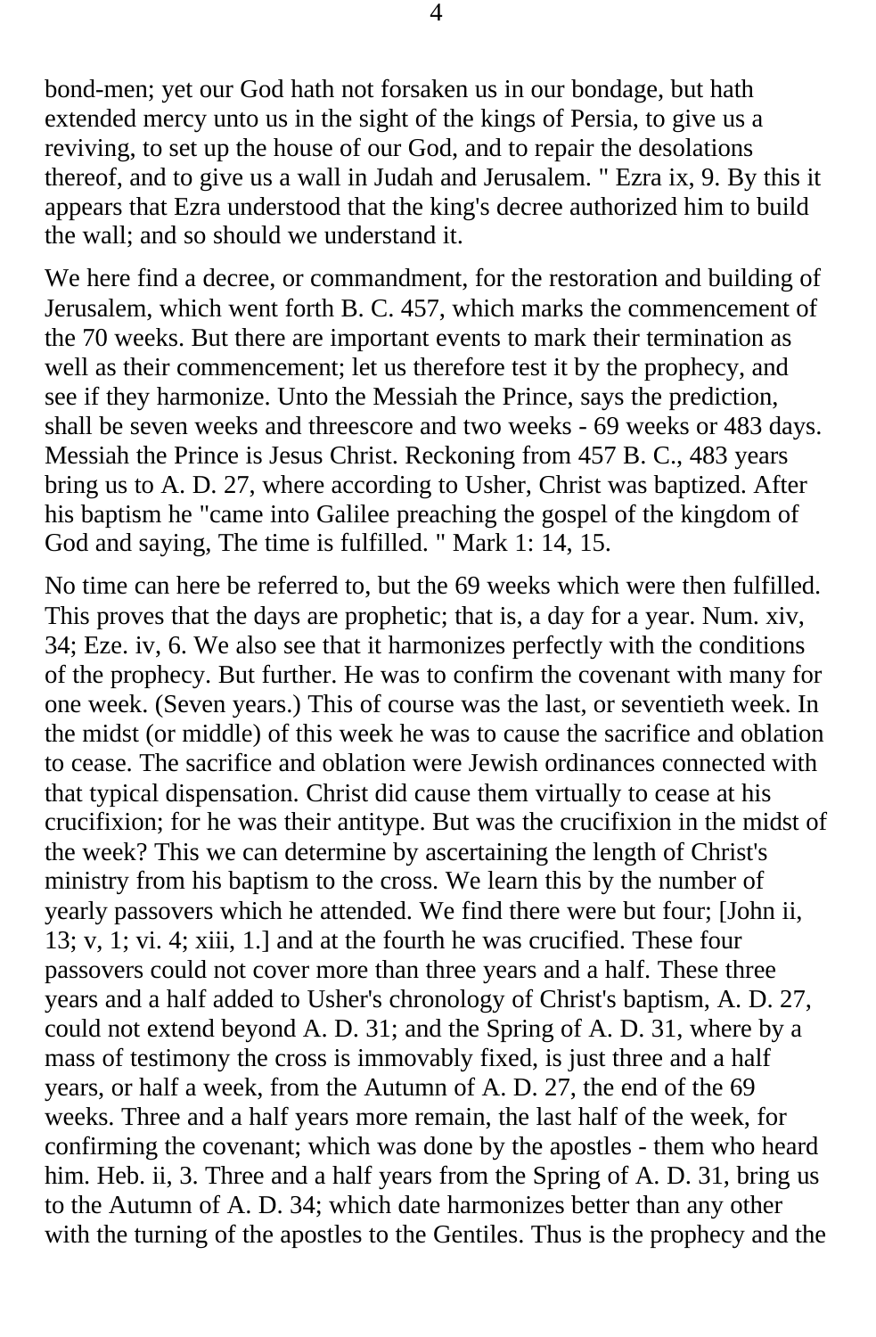bond-men; yet our God hath not forsaken us in our bondage, but hath extended mercy unto us in the sight of the kings of Persia, to give us a reviving, to set up the house of our God, and to repair the desolations thereof, and to give us a wall in Judah and Jerusalem. " Ezra ix, 9. By this it appears that Ezra understood that the king's decree authorized him to build the wall; and so should we understand it.

We here find a decree, or commandment, for the restoration and building of Jerusalem, which went forth B. C. 457, which marks the commencement of the 70 weeks. But there are important events to mark their termination as well as their commencement; let us therefore test it by the prophecy, and see if they harmonize. Unto the Messiah the Prince, says the prediction, shall be seven weeks and threescore and two weeks - 69 weeks or 483 days. Messiah the Prince is Jesus Christ. Reckoning from 457 B. C., 483 years bring us to A. D. 27, where according to Usher, Christ was baptized. After his baptism he "came into Galilee preaching the gospel of the kingdom of God and saying, The time is fulfilled. " Mark 1: 14, 15.

No time can here be referred to, but the 69 weeks which were then fulfilled. This proves that the days are prophetic; that is, a day for a year. Num. xiv, 34; Eze. iv, 6. We also see that it harmonizes perfectly with the conditions of the prophecy. But further. He was to confirm the covenant with many for one week. (Seven years.) This of course was the last, or seventieth week. In the midst (or middle) of this week he was to cause the sacrifice and oblation to cease. The sacrifice and oblation were Jewish ordinances connected with that typical dispensation. Christ did cause them virtually to cease at his crucifixion; for he was their antitype. But was the crucifixion in the midst of the week? This we can determine by ascertaining the length of Christ's ministry from his baptism to the cross. We learn this by the number of yearly passovers which he attended. We find there were but four; [John ii, 13; v, 1; vi. 4; xiii, 1.] and at the fourth he was crucified. These four passovers could not cover more than three years and a half. These three years and a half added to Usher's chronology of Christ's baptism, A. D. 27, could not extend beyond A. D. 31; and the Spring of A. D. 31, where by a mass of testimony the cross is immovably fixed, is just three and a half years, or half a week, from the Autumn of A. D. 27, the end of the 69 weeks. Three and a half years more remain, the last half of the week, for confirming the covenant; which was done by the apostles - them who heard him. Heb. ii, 3. Three and a half years from the Spring of A. D. 31, bring us to the Autumn of A. D. 34; which date harmonizes better than any other with the turning of the apostles to the Gentiles. Thus is the prophecy and the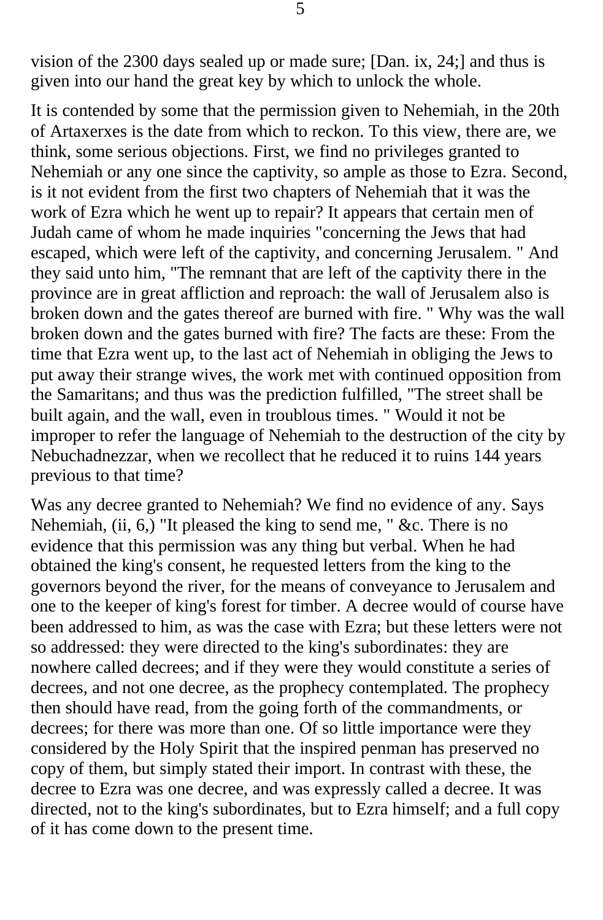vision of the 2300 days sealed up or made sure; [Dan. ix, 24;] and thus is given into our hand the great key by which to unlock the whole.

It is contended by some that the permission given to Nehemiah, in the 20th of Artaxerxes is the date from which to reckon. To this view, there are, we think, some serious objections. First, we find no privileges granted to Nehemiah or any one since the captivity, so ample as those to Ezra. Second, is it not evident from the first two chapters of Nehemiah that it was the work of Ezra which he went up to repair? It appears that certain men of Judah came of whom he made inquiries "concerning the Jews that had escaped, which were left of the captivity, and concerning Jerusalem. " And they said unto him, "The remnant that are left of the captivity there in the province are in great affliction and reproach: the wall of Jerusalem also is broken down and the gates thereof are burned with fire. " Why was the wall broken down and the gates burned with fire? The facts are these: From the time that Ezra went up, to the last act of Nehemiah in obliging the Jews to put away their strange wives, the work met with continued opposition from the Samaritans; and thus was the prediction fulfilled, "The street shall be built again, and the wall, even in troublous times. " Would it not be improper to refer the language of Nehemiah to the destruction of the city by Nebuchadnezzar, when we recollect that he reduced it to ruins 144 years previous to that time?

Was any decree granted to Nehemiah? We find no evidence of any. Says Nehemiah, (ii, 6,) "It pleased the king to send me, " &c. There is no evidence that this permission was any thing but verbal. When he had obtained the king's consent, he requested letters from the king to the governors beyond the river, for the means of conveyance to Jerusalem and one to the keeper of king's forest for timber. A decree would of course have been addressed to him, as was the case with Ezra; but these letters were not so addressed: they were directed to the king's subordinates: they are nowhere called decrees; and if they were they would constitute a series of decrees, and not one decree, as the prophecy contemplated. The prophecy then should have read, from the going forth of the commandments, or decrees; for there was more than one. Of so little importance were they considered by the Holy Spirit that the inspired penman has preserved no copy of them, but simply stated their import. In contrast with these, the decree to Ezra was one decree, and was expressly called a decree. It was directed, not to the king's subordinates, but to Ezra himself; and a full copy of it has come down to the present time.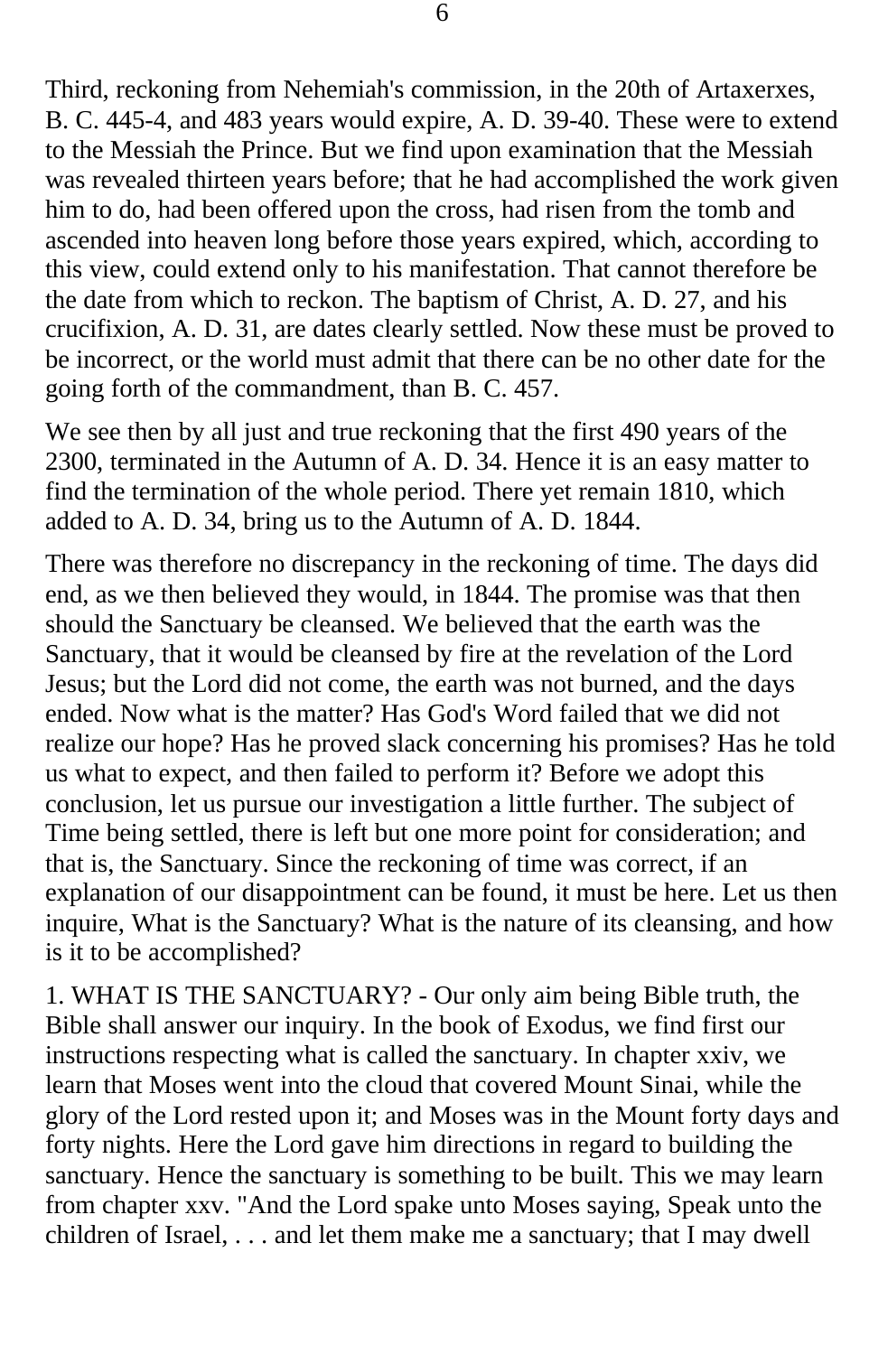Third, reckoning from Nehemiah's commission, in the 20th of Artaxerxes, B. C. 445-4, and 483 years would expire, A. D. 39-40. These were to extend to the Messiah the Prince. But we find upon examination that the Messiah was revealed thirteen years before; that he had accomplished the work given him to do, had been offered upon the cross, had risen from the tomb and ascended into heaven long before those years expired, which, according to this view, could extend only to his manifestation. That cannot therefore be the date from which to reckon. The baptism of Christ, A. D. 27, and his crucifixion, A. D. 31, are dates clearly settled. Now these must be proved to be incorrect, or the world must admit that there can be no other date for the going forth of the commandment, than B. C. 457.

We see then by all just and true reckoning that the first 490 years of the 2300, terminated in the Autumn of A. D. 34. Hence it is an easy matter to find the termination of the whole period. There yet remain 1810, which added to A. D. 34, bring us to the Autumn of A. D. 1844.

There was therefore no discrepancy in the reckoning of time. The days did end, as we then believed they would, in 1844. The promise was that then should the Sanctuary be cleansed. We believed that the earth was the Sanctuary, that it would be cleansed by fire at the revelation of the Lord Jesus; but the Lord did not come, the earth was not burned, and the days ended. Now what is the matter? Has God's Word failed that we did not realize our hope? Has he proved slack concerning his promises? Has he told us what to expect, and then failed to perform it? Before we adopt this conclusion, let us pursue our investigation a little further. The subject of Time being settled, there is left but one more point for consideration; and that is, the Sanctuary. Since the reckoning of time was correct, if an explanation of our disappointment can be found, it must be here. Let us then inquire, What is the Sanctuary? What is the nature of its cleansing, and how is it to be accomplished?

1. WHAT IS THE SANCTUARY? - Our only aim being Bible truth, the Bible shall answer our inquiry. In the book of Exodus, we find first our instructions respecting what is called the sanctuary. In chapter xxiv, we learn that Moses went into the cloud that covered Mount Sinai, while the glory of the Lord rested upon it; and Moses was in the Mount forty days and forty nights. Here the Lord gave him directions in regard to building the sanctuary. Hence the sanctuary is something to be built. This we may learn from chapter xxv. "And the Lord spake unto Moses saying, Speak unto the children of Israel, . . . and let them make me a sanctuary; that I may dwell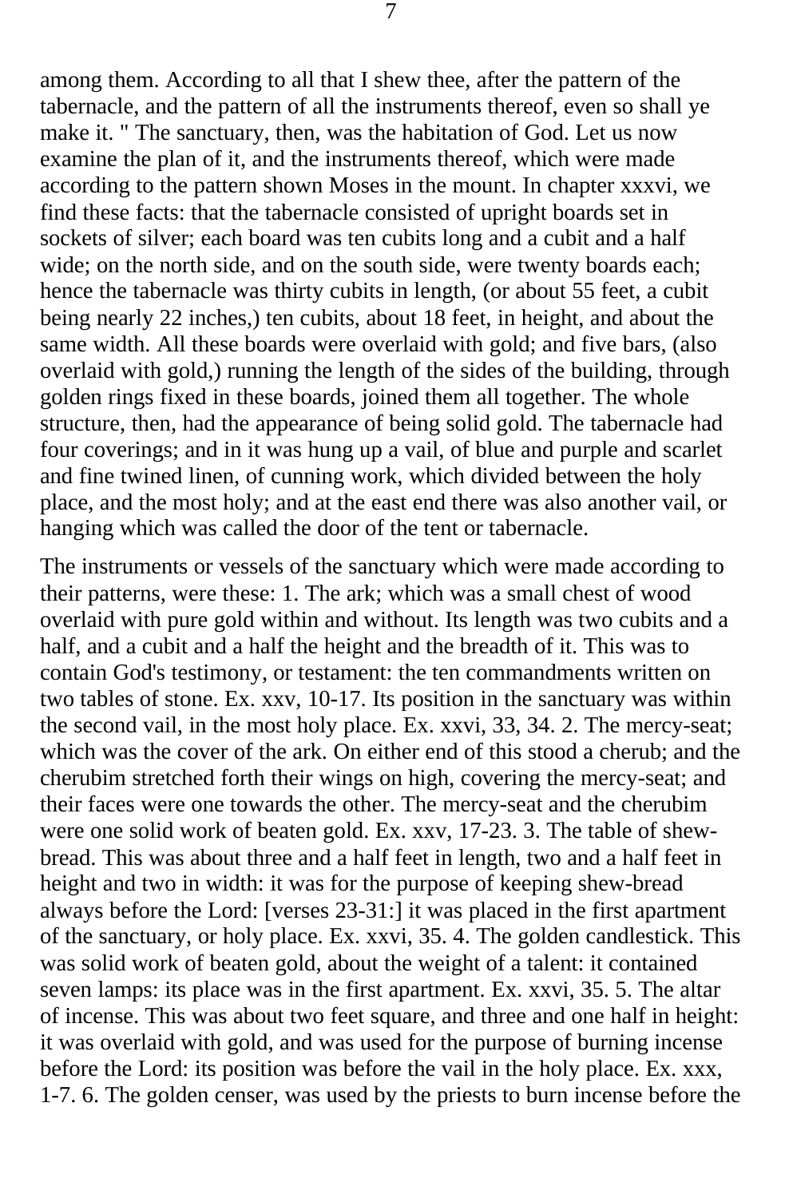among them. According to all that I shew thee, after the pattern of the tabernacle, and the pattern of all the instruments thereof, even so shall ye make it. " The sanctuary, then, was the habitation of God. Let us now examine the plan of it, and the instruments thereof, which were made according to the pattern shown Moses in the mount. In chapter xxxvi, we find these facts: that the tabernacle consisted of upright boards set in sockets of silver; each board was ten cubits long and a cubit and a half wide; on the north side, and on the south side, were twenty boards each; hence the tabernacle was thirty cubits in length, (or about 55 feet, a cubit being nearly 22 inches,) ten cubits, about 18 feet, in height, and about the same width. All these boards were overlaid with gold; and five bars, (also overlaid with gold,) running the length of the sides of the building, through golden rings fixed in these boards, joined them all together. The whole structure, then, had the appearance of being solid gold. The tabernacle had four coverings; and in it was hung up a vail, of blue and purple and scarlet and fine twined linen, of cunning work, which divided between the holy place, and the most holy; and at the east end there was also another vail, or hanging which was called the door of the tent or tabernacle.

The instruments or vessels of the sanctuary which were made according to their patterns, were these: 1. The ark; which was a small chest of wood overlaid with pure gold within and without. Its length was two cubits and a half, and a cubit and a half the height and the breadth of it. This was to contain God's testimony, or testament: the ten commandments written on two tables of stone. Ex. xxv, 10-17. Its position in the sanctuary was within the second vail, in the most holy place. Ex. xxvi, 33, 34. 2. The mercy-seat; which was the cover of the ark. On either end of this stood a cherub; and the cherubim stretched forth their wings on high, covering the mercy-seat; and their faces were one towards the other. The mercy-seat and the cherubim were one solid work of beaten gold. Ex. xxv, 17-23. 3. The table of shew-bread. This was about three and a half feet in length, two and a half feet in height and two in width: it was for the purpose of keeping shew-bread always before the Lord: [verses 23-31:] it was placed in the first apartment of the sanctuary, or holy place. Ex. xxvi, 35. 4. The golden candlestick. This was solid work of beaten gold, about the weight of a talent: it contained seven lamps: its place was in the first apartment. Ex. xxvi, 35. 5. The altar of incense. This was about two feet square, and three and one half in height: it was overlaid with gold, and was used for the purpose of burning incense before the Lord: its position was before the vail in the holy place. Ex. xxx, 1-7. 6. The golden censer, was used by the priests to burn incense before the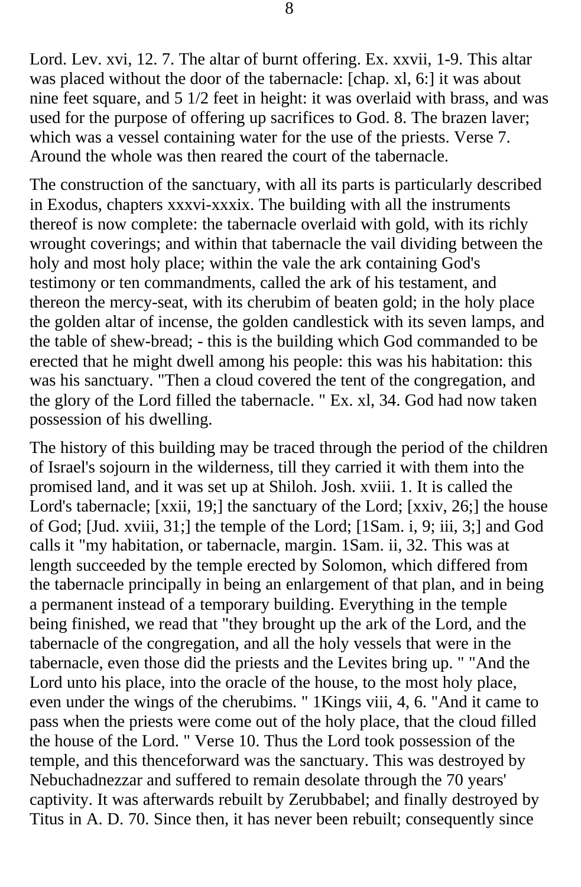Lord. Lev. xvi, 12. 7. The altar of burnt offering. Ex. xxvii, 1-9. This altar was placed without the door of the tabernacle: [chap. xl, 6:] it was about nine feet square, and 5 1/2 feet in height: it was overlaid with brass, and was used for the purpose of offering up sacrifices to God. 8. The brazen laver; which was a vessel containing water for the use of the priests. Verse 7. Around the whole was then reared the court of the tabernacle.

The construction of the sanctuary, with all its parts is particularly described in Exodus, chapters xxxvi-xxxix. The building with all the instruments thereof is now complete: the tabernacle overlaid with gold, with its richly wrought coverings; and within that tabernacle the vail dividing between the holy and most holy place; within the vale the ark containing God's testimony or ten commandments, called the ark of his testament, and thereon the mercy-seat, with its cherubim of beaten gold; in the holy place the golden altar of incense, the golden candlestick with its seven lamps, and the table of shew-bread; - this is the building which God commanded to be erected that he might dwell among his people: this was his habitation: this was his sanctuary. "Then a cloud covered the tent of the congregation, and the glory of the Lord filled the tabernacle. " Ex. xl, 34. God had now taken possession of his dwelling.

The history of this building may be traced through the period of the children of Israel's sojourn in the wilderness, till they carried it with them into the promised land, and it was set up at Shiloh. Josh. xviii. 1. It is called the Lord's tabernacle; [xxii, 19;] the sanctuary of the Lord; [xxiv, 26;] the house of God; [Jud. xviii, 31;] the temple of the Lord; [1Sam. i, 9; iii, 3;] and God calls it "my habitation, or tabernacle, margin. 1Sam. ii, 32. This was at length succeeded by the temple erected by Solomon, which differed from the tabernacle principally in being an enlargement of that plan, and in being a permanent instead of a temporary building. Everything in the temple being finished, we read that "they brought up the ark of the Lord, and the tabernacle of the congregation, and all the holy vessels that were in the tabernacle, even those did the priests and the Levites bring up. " "And the Lord unto his place, into the oracle of the house, to the most holy place, even under the wings of the cherubims. " 1Kings viii, 4, 6. "And it came to pass when the priests were come out of the holy place, that the cloud filled the house of the Lord. " Verse 10. Thus the Lord took possession of the temple, and this thenceforward was the sanctuary. This was destroyed by Nebuchadnezzar and suffered to remain desolate through the 70 years' captivity. It was afterwards rebuilt by Zerubbabel; and finally destroyed by Titus in A. D. 70. Since then, it has never been rebuilt; consequently since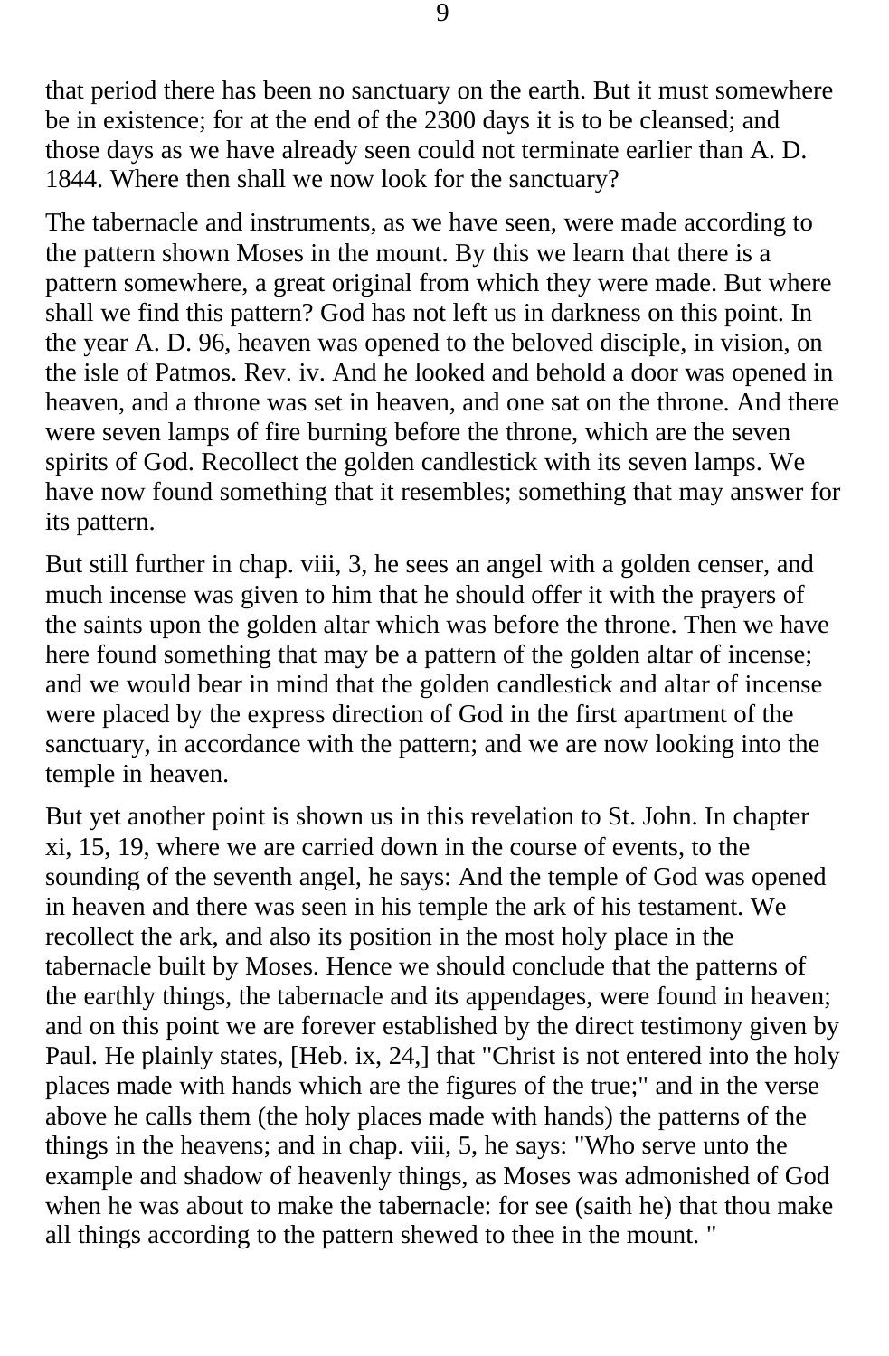that period there has been no sanctuary on the earth. But it must somewhere be in existence; for at the end of the 2300 days it is to be cleansed; and those days as we have already seen could not terminate earlier than A. D. 1844. Where then shall we now look for the sanctuary?

The tabernacle and instruments, as we have seen, were made according to the pattern shown Moses in the mount. By this we learn that there is a pattern somewhere, a great original from which they were made. But where shall we find this pattern? God has not left us in darkness on this point. In the year A. D. 96, heaven was opened to the beloved disciple, in vision, on the isle of Patmos. Rev. iv. And he looked and behold a door was opened in heaven, and a throne was set in heaven, and one sat on the throne. And there were seven lamps of fire burning before the throne, which are the seven spirits of God. Recollect the golden candlestick with its seven lamps. We have now found something that it resembles; something that may answer for its pattern.

But still further in chap. viii, 3, he sees an angel with a golden censer, and much incense was given to him that he should offer it with the prayers of the saints upon the golden altar which was before the throne. Then we have here found something that may be a pattern of the golden altar of incense; and we would bear in mind that the golden candlestick and altar of incense were placed by the express direction of God in the first apartment of the sanctuary, in accordance with the pattern; and we are now looking into the temple in heaven.

But yet another point is shown us in this revelation to St. John. In chapter xi, 15, 19, where we are carried down in the course of events, to the sounding of the seventh angel, he says: And the temple of God was opened in heaven and there was seen in his temple the ark of his testament. We recollect the ark, and also its position in the most holy place in the tabernacle built by Moses. Hence we should conclude that the patterns of the earthly things, the tabernacle and its appendages, were found in heaven; and on this point we are forever established by the direct testimony given by Paul. He plainly states, [Heb. ix, 24,] that "Christ is not entered into the holy places made with hands which are the figures of the true;" and in the verse above he calls them (the holy places made with hands) the patterns of the things in the heavens; and in chap. viii, 5, he says: "Who serve unto the example and shadow of heavenly things, as Moses was admonished of God when he was about to make the tabernacle: for see (saith he) that thou make all things according to the pattern shewed to thee in the mount. "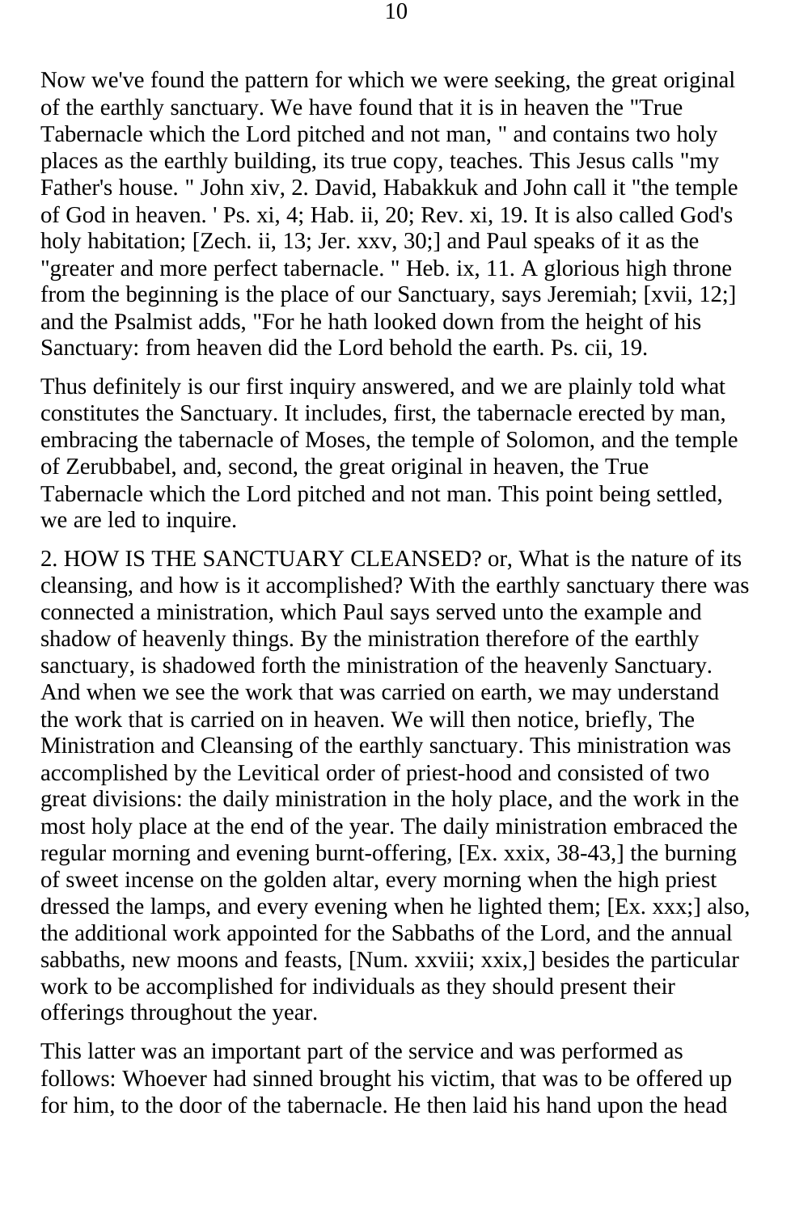Now we've found the pattern for which we were seeking, the great original of the earthly sanctuary. We have found that it is in heaven the "True Tabernacle which the Lord pitched and not man, " and contains two holy places as the earthly building, its true copy, teaches. This Jesus calls "my Father's house. " John xiv, 2. David, Habakkuk and John call it "the temple of God in heaven. ' Ps. xi, 4; Hab. ii, 20; Rev. xi, 19. It is also called God's holy habitation; [Zech. ii, 13; Jer. xxv, 30;] and Paul speaks of it as the "greater and more perfect tabernacle. " Heb. ix, 11. A glorious high throne from the beginning is the place of our Sanctuary, says Jeremiah; [xvii, 12;] and the Psalmist adds, "For he hath looked down from the height of his Sanctuary: from heaven did the Lord behold the earth. Ps. cii, 19.

Thus definitely is our first inquiry answered, and we are plainly told what constitutes the Sanctuary. It includes, first, the tabernacle erected by man, embracing the tabernacle of Moses, the temple of Solomon, and the temple of Zerubbabel, and, second, the great original in heaven, the True Tabernacle which the Lord pitched and not man. This point being settled, we are led to inquire.

2. HOW IS THE SANCTUARY CLEANSED? or, What is the nature of its cleansing, and how is it accomplished? With the earthly sanctuary there was connected a ministration, which Paul says served unto the example and shadow of heavenly things. By the ministration therefore of the earthly sanctuary, is shadowed forth the ministration of the heavenly Sanctuary. And when we see the work that was carried on earth, we may understand the work that is carried on in heaven. We will then notice, briefly, The Ministration and Cleansing of the earthly sanctuary. This ministration was accomplished by the Levitical order of priest-hood and consisted of two great divisions: the daily ministration in the holy place, and the work in the most holy place at the end of the year. The daily ministration embraced the regular morning and evening burnt-offering, [Ex. xxix, 38-43,] the burning of sweet incense on the golden altar, every morning when the high priest dressed the lamps, and every evening when he lighted them; [Ex. xxx;] also, the additional work appointed for the Sabbaths of the Lord, and the annual sabbaths, new moons and feasts, [Num. xxviii; xxix,] besides the particular work to be accomplished for individuals as they should present their offerings throughout the year.

This latter was an important part of the service and was performed as follows: Whoever had sinned brought his victim, that was to be offered up for him, to the door of the tabernacle. He then laid his hand upon the head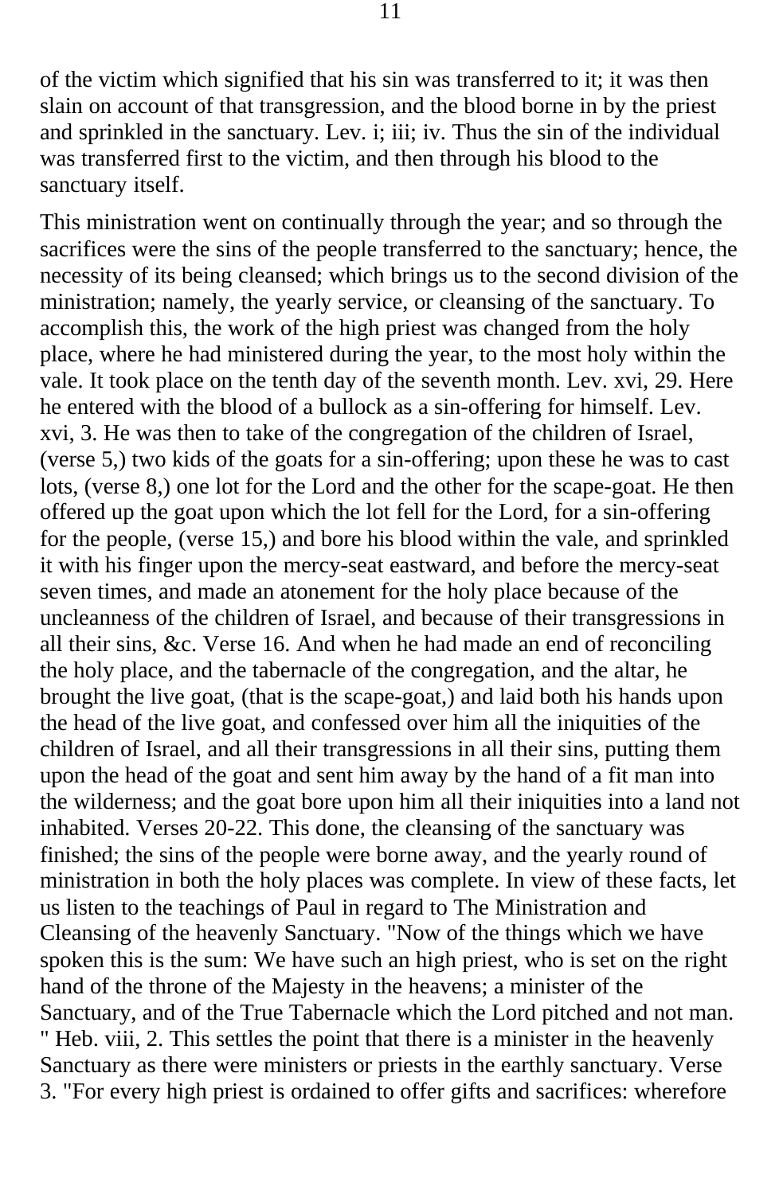of the victim which signified that his sin was transferred to it; it was then slain on account of that transgression, and the blood borne in by the priest and sprinkled in the sanctuary. Lev. i; iii; iv. Thus the sin of the individual was transferred first to the victim, and then through his blood to the sanctuary itself.

This ministration went on continually through the year; and so through the sacrifices were the sins of the people transferred to the sanctuary; hence, the necessity of its being cleansed; which brings us to the second division of the ministration; namely, the yearly service, or cleansing of the sanctuary. To accomplish this, the work of the high priest was changed from the holy place, where he had ministered during the year, to the most holy within the vale. It took place on the tenth day of the seventh month. Lev. xvi, 29. Here he entered with the blood of a bullock as a sin-offering for himself. Lev. xvi, 3. He was then to take of the congregation of the children of Israel, (verse 5,) two kids of the goats for a sin-offering; upon these he was to cast lots, (verse 8,) one lot for the Lord and the other for the scape-goat. He then offered up the goat upon which the lot fell for the Lord, for a sin-offering for the people, (verse 15,) and bore his blood within the vale, and sprinkled it with his finger upon the mercy-seat eastward, and before the mercy-seat seven times, and made an atonement for the holy place because of the uncleanness of the children of Israel, and because of their transgressions in all their sins, &c. Verse 16. And when he had made an end of reconciling the holy place, and the tabernacle of the congregation, and the altar, he brought the live goat, (that is the scape-goat,) and laid both his hands upon the head of the live goat, and confessed over him all the iniquities of the children of Israel, and all their transgressions in all their sins, putting them upon the head of the goat and sent him away by the hand of a fit man into the wilderness; and the goat bore upon him all their iniquities into a land not inhabited. Verses 20-22. This done, the cleansing of the sanctuary was finished; the sins of the people were borne away, and the yearly round of ministration in both the holy places was complete. In view of these facts, let us listen to the teachings of Paul in regard to The Ministration and Cleansing of the heavenly Sanctuary. "Now of the things which we have spoken this is the sum: We have such an high priest, who is set on the right hand of the throne of the Majesty in the heavens; a minister of the Sanctuary, and of the True Tabernacle which the Lord pitched and not man. " Heb. viii, 2. This settles the point that there is a minister in the heavenly Sanctuary as there were ministers or priests in the earthly sanctuary. Verse 3. "For every high priest is ordained to offer gifts and sacrifices: wherefore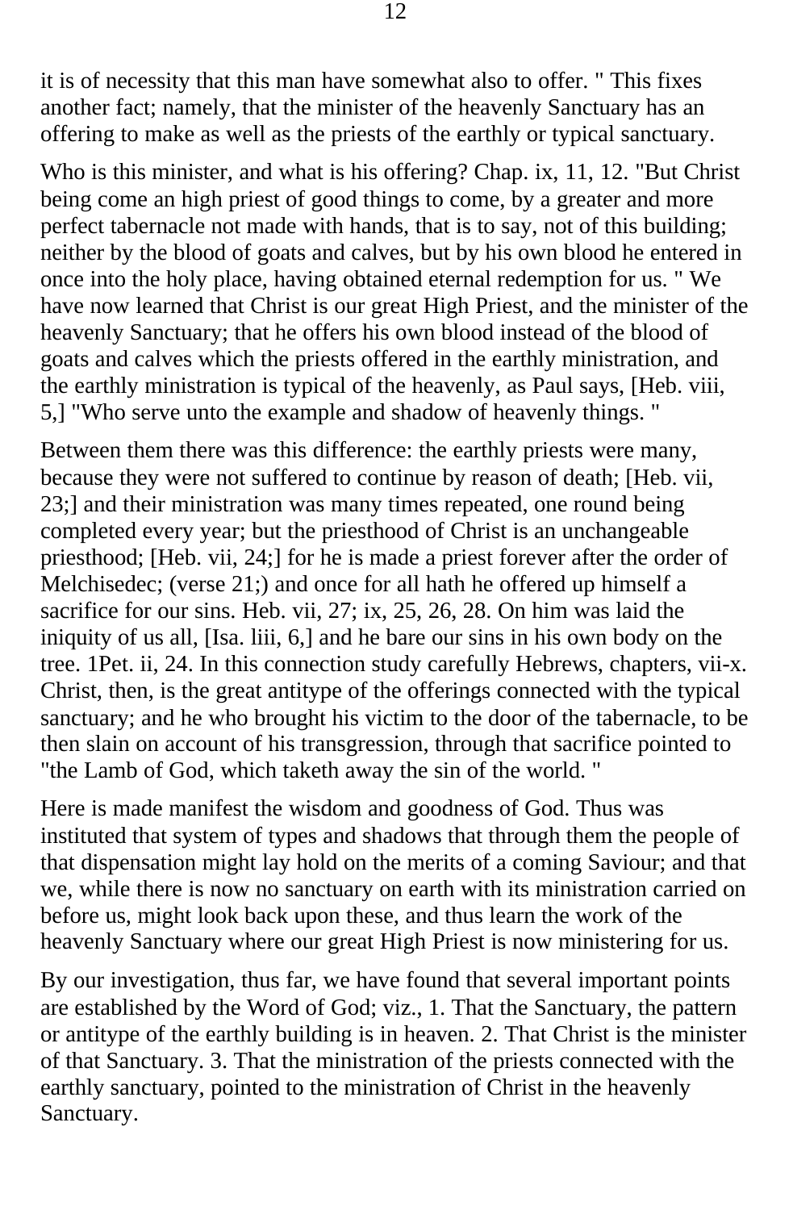it is of necessity that this man have somewhat also to offer. " This fixes another fact; namely, that the minister of the heavenly Sanctuary has an offering to make as well as the priests of the earthly or typical sanctuary.

Who is this minister, and what is his offering? Chap. ix, 11, 12. "But Christ being come an high priest of good things to come, by a greater and more perfect tabernacle not made with hands, that is to say, not of this building; neither by the blood of goats and calves, but by his own blood he entered in once into the holy place, having obtained eternal redemption for us. " We have now learned that Christ is our great High Priest, and the minister of the heavenly Sanctuary; that he offers his own blood instead of the blood of goats and calves which the priests offered in the earthly ministration, and the earthly ministration is typical of the heavenly, as Paul says, [Heb. viii, 5,] "Who serve unto the example and shadow of heavenly things. "

Between them there was this difference: the earthly priests were many, because they were not suffered to continue by reason of death; [Heb. vii, 23;] and their ministration was many times repeated, one round being completed every year; but the priesthood of Christ is an unchangeable priesthood; [Heb. vii, 24;] for he is made a priest forever after the order of Melchisedec; (verse 21;) and once for all hath he offered up himself a sacrifice for our sins. Heb. vii, 27; ix, 25, 26, 28. On him was laid the iniquity of us all, [Isa. liii, 6,] and he bare our sins in his own body on the tree. 1Pet. ii, 24. In this connection study carefully Hebrews, chapters, vii-x. Christ, then, is the great antitype of the offerings connected with the typical sanctuary; and he who brought his victim to the door of the tabernacle, to be then slain on account of his transgression, through that sacrifice pointed to "the Lamb of God, which taketh away the sin of the world. "

Here is made manifest the wisdom and goodness of God. Thus was instituted that system of types and shadows that through them the people of that dispensation might lay hold on the merits of a coming Saviour; and that we, while there is now no sanctuary on earth with its ministration carried on before us, might look back upon these, and thus learn the work of the heavenly Sanctuary where our great High Priest is now ministering for us.

By our investigation, thus far, we have found that several important points are established by the Word of God; viz., 1. That the Sanctuary, the pattern or antitype of the earthly building is in heaven. 2. That Christ is the minister of that Sanctuary. 3. That the ministration of the priests connected with the earthly sanctuary, pointed to the ministration of Christ in the heavenly Sanctuary.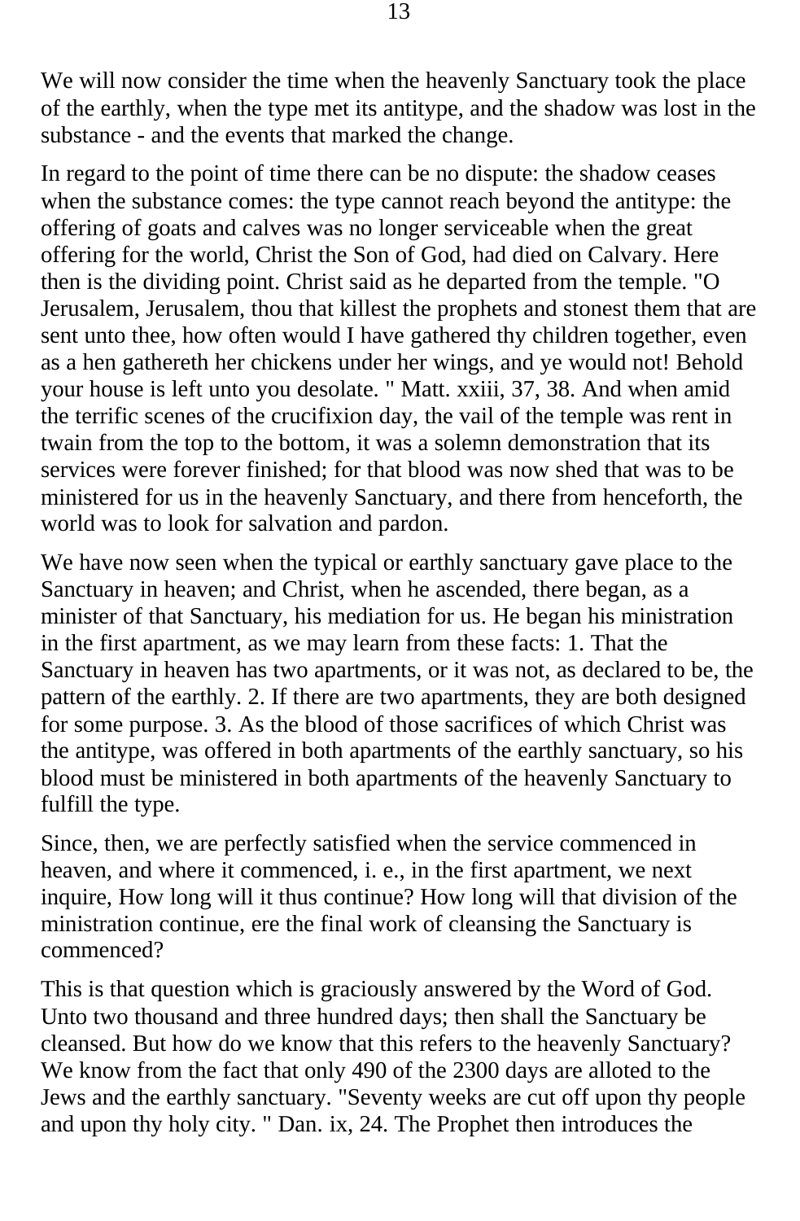We will now consider the time when the heavenly Sanctuary took the place of the earthly, when the type met its antitype, and the shadow was lost in the substance - and the events that marked the change.

In regard to the point of time there can be no dispute: the shadow ceases when the substance comes: the type cannot reach beyond the antitype: the offering of goats and calves was no longer serviceable when the great offering for the world, Christ the Son of God, had died on Calvary. Here then is the dividing point. Christ said as he departed from the temple. "O Jerusalem, Jerusalem, thou that killest the prophets and stonest them that are sent unto thee, how often would I have gathered thy children together, even as a hen gathereth her chickens under her wings, and ye would not! Behold your house is left unto you desolate. " Matt. xxiii, 37, 38. And when amid the terrific scenes of the crucifixion day, the vail of the temple was rent in twain from the top to the bottom, it was a solemn demonstration that its services were forever finished; for that blood was now shed that was to be ministered for us in the heavenly Sanctuary, and there from henceforth, the world was to look for salvation and pardon.

We have now seen when the typical or earthly sanctuary gave place to the Sanctuary in heaven; and Christ, when he ascended, there began, as a minister of that Sanctuary, his mediation for us. He began his ministration in the first apartment, as we may learn from these facts: 1. That the Sanctuary in heaven has two apartments, or it was not, as declared to be, the pattern of the earthly. 2. If there are two apartments, they are both designed for some purpose. 3. As the blood of those sacrifices of which Christ was the antitype, was offered in both apartments of the earthly sanctuary, so his blood must be ministered in both apartments of the heavenly Sanctuary to fulfill the type.

Since, then, we are perfectly satisfied when the service commenced in heaven, and where it commenced, i. e., in the first apartment, we next inquire, How long will it thus continue? How long will that division of the ministration continue, ere the final work of cleansing the Sanctuary is commenced?

This is that question which is graciously answered by the Word of God. Unto two thousand and three hundred days; then shall the Sanctuary be cleansed. But how do we know that this refers to the heavenly Sanctuary? We know from the fact that only 490 of the 2300 days are alloted to the Jews and the earthly sanctuary. "Seventy weeks are cut off upon thy people and upon thy holy city. " Dan. ix, 24. The Prophet then introduces the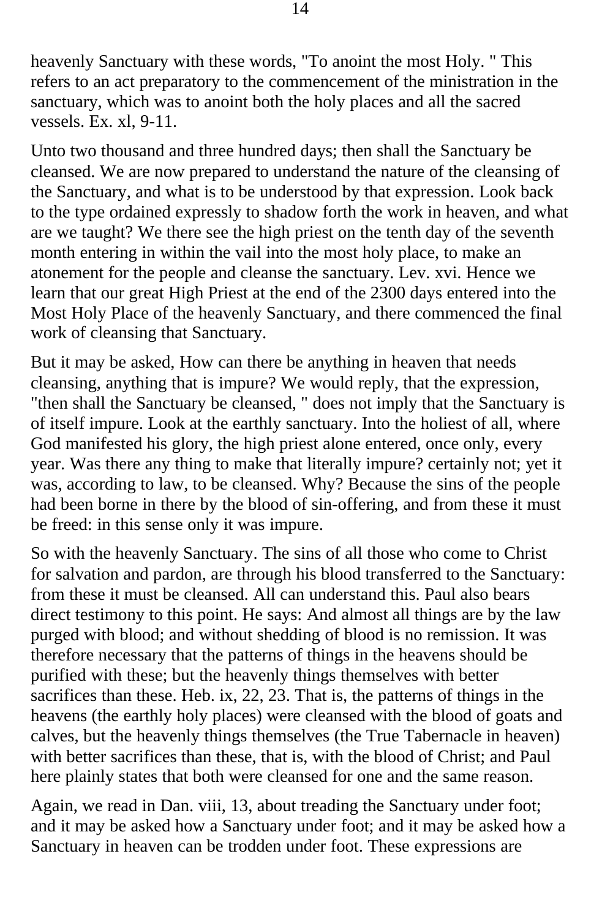heavenly Sanctuary with these words, "To anoint the most Holy. " This refers to an act preparatory to the commencement of the ministration in the sanctuary, which was to anoint both the holy places and all the sacred vessels. Ex. xl, 9-11.

Unto two thousand and three hundred days; then shall the Sanctuary be cleansed. We are now prepared to understand the nature of the cleansing of the Sanctuary, and what is to be understood by that expression. Look back to the type ordained expressly to shadow forth the work in heaven, and what are we taught? We there see the high priest on the tenth day of the seventh month entering in within the vail into the most holy place, to make an atonement for the people and cleanse the sanctuary. Lev. xvi. Hence we learn that our great High Priest at the end of the 2300 days entered into the Most Holy Place of the heavenly Sanctuary, and there commenced the final work of cleansing that Sanctuary.

But it may be asked, How can there be anything in heaven that needs cleansing, anything that is impure? We would reply, that the expression, "then shall the Sanctuary be cleansed, " does not imply that the Sanctuary is of itself impure. Look at the earthly sanctuary. Into the holiest of all, where God manifested his glory, the high priest alone entered, once only, every year. Was there any thing to make that literally impure? certainly not; yet it was, according to law, to be cleansed. Why? Because the sins of the people had been borne in there by the blood of sin-offering, and from these it must be freed: in this sense only it was impure.

So with the heavenly Sanctuary. The sins of all those who come to Christ for salvation and pardon, are through his blood transferred to the Sanctuary: from these it must be cleansed. All can understand this. Paul also bears direct testimony to this point. He says: And almost all things are by the law purged with blood; and without shedding of blood is no remission. It was therefore necessary that the patterns of things in the heavens should be purified with these; but the heavenly things themselves with better sacrifices than these. Heb. ix, 22, 23. That is, the patterns of things in the heavens (the earthly holy places) were cleansed with the blood of goats and calves, but the heavenly things themselves (the True Tabernacle in heaven) with better sacrifices than these, that is, with the blood of Christ; and Paul here plainly states that both were cleansed for one and the same reason.

Again, we read in Dan. viii, 13, about treading the Sanctuary under foot; and it may be asked how a Sanctuary under foot; and it may be asked how a Sanctuary in heaven can be trodden under foot. These expressions are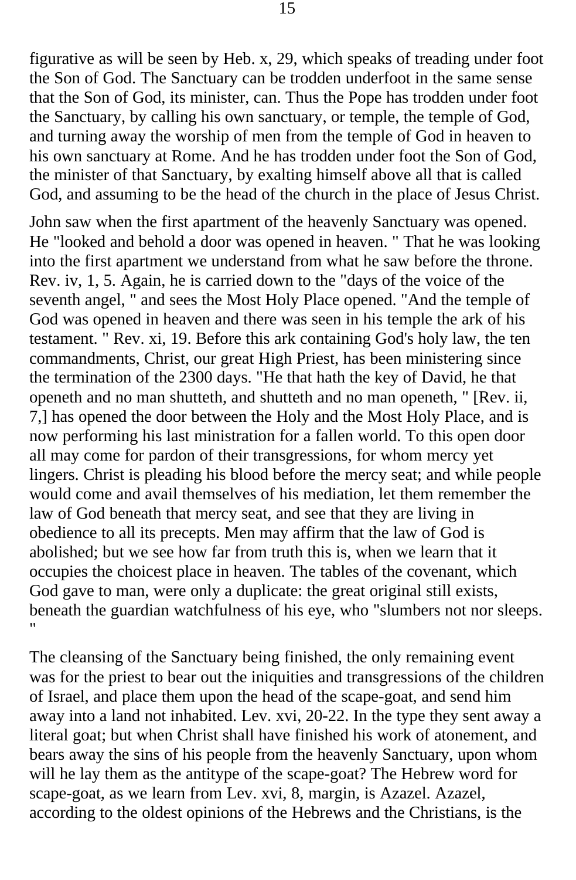figurative as will be seen by Heb. x, 29, which speaks of treading under foot the Son of God. The Sanctuary can be trodden underfoot in the same sense that the Son of God, its minister, can. Thus the Pope has trodden under foot the Sanctuary, by calling his own sanctuary, or temple, the temple of God, and turning away the worship of men from the temple of God in heaven to his own sanctuary at Rome. And he has trodden under foot the Son of God, the minister of that Sanctuary, by exalting himself above all that is called God, and assuming to be the head of the church in the place of Jesus Christ.

John saw when the first apartment of the heavenly Sanctuary was opened. He "looked and behold a door was opened in heaven. " That he was looking into the first apartment we understand from what he saw before the throne. Rev. iv, 1, 5. Again, he is carried down to the "days of the voice of the seventh angel, " and sees the Most Holy Place opened. "And the temple of God was opened in heaven and there was seen in his temple the ark of his testament. " Rev. xi, 19. Before this ark containing God's holy law, the ten commandments, Christ, our great High Priest, has been ministering since the termination of the 2300 days. "He that hath the key of David, he that openeth and no man shutteth, and shutteth and no man openeth, " [Rev. ii, 7,] has opened the door between the Holy and the Most Holy Place, and is now performing his last ministration for a fallen world. To this open door all may come for pardon of their transgressions, for whom mercy yet lingers. Christ is pleading his blood before the mercy seat; and while people would come and avail themselves of his mediation, let them remember the law of God beneath that mercy seat, and see that they are living in obedience to all its precepts. Men may affirm that the law of God is abolished; but we see how far from truth this is, when we learn that it occupies the choicest place in heaven. The tables of the covenant, which God gave to man, were only a duplicate: the great original still exists, beneath the guardian watchfulness of his eye, who "slumbers not nor sleeps. "

The cleansing of the Sanctuary being finished, the only remaining event was for the priest to bear out the iniquities and transgressions of the children of Israel, and place them upon the head of the scape-goat, and send him away into a land not inhabited. Lev. xvi, 20-22. In the type they sent away a literal goat; but when Christ shall have finished his work of atonement, and bears away the sins of his people from the heavenly Sanctuary, upon whom will he lay them as the antitype of the scape-goat? The Hebrew word for scape-goat, as we learn from Lev. xvi, 8, margin, is Azazel. Azazel, according to the oldest opinions of the Hebrews and the Christians, is the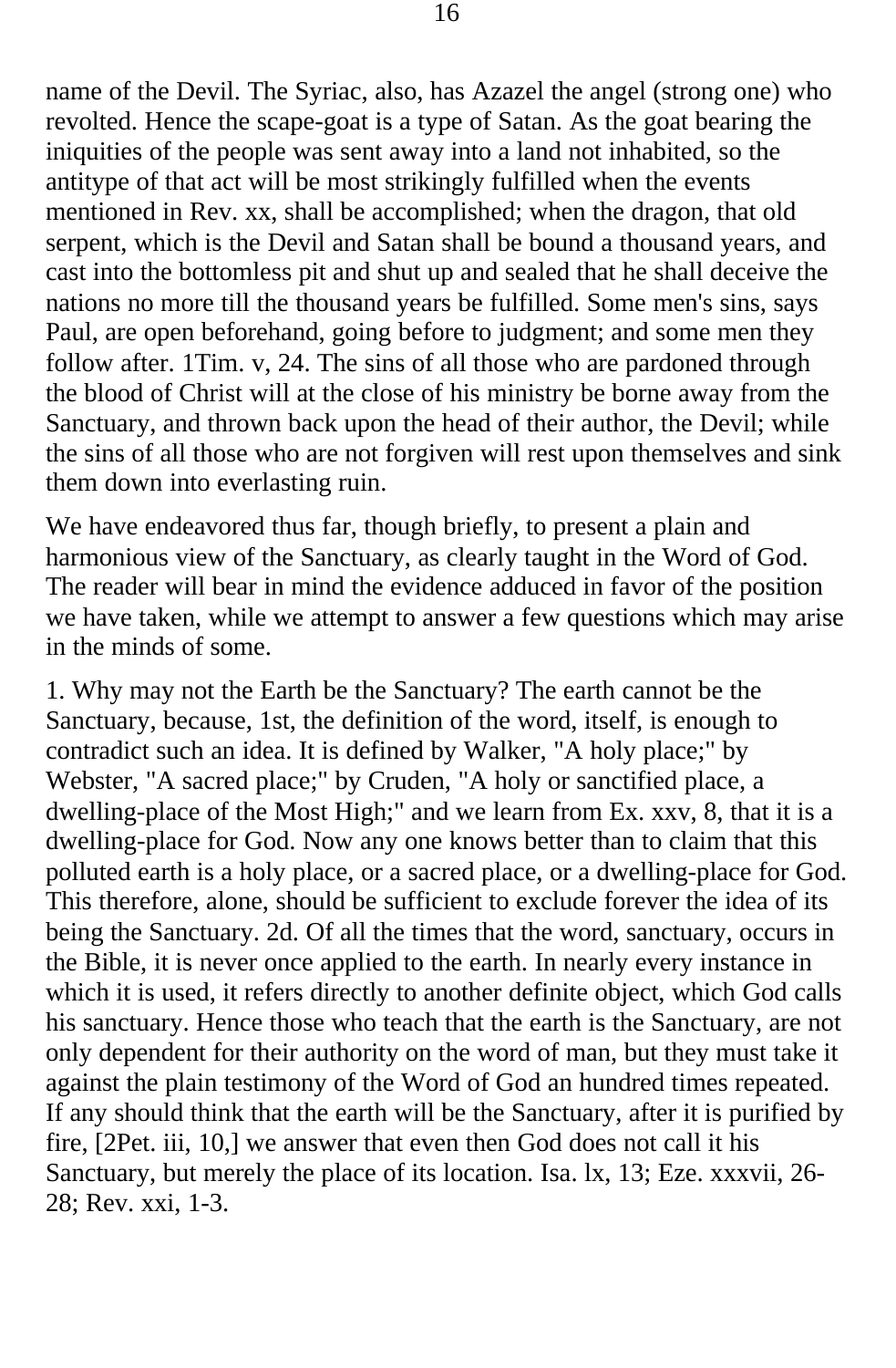name of the Devil. The Syriac, also, has Azazel the angel (strong one) who revolted. Hence the scape-goat is a type of Satan. As the goat bearing the iniquities of the people was sent away into a land not inhabited, so the antitype of that act will be most strikingly fulfilled when the events mentioned in Rev. xx, shall be accomplished; when the dragon, that old serpent, which is the Devil and Satan shall be bound a thousand years, and cast into the bottomless pit and shut up and sealed that he shall deceive the nations no more till the thousand years be fulfilled. Some men's sins, says Paul, are open beforehand, going before to judgment; and some men they follow after. 1Tim. v, 24. The sins of all those who are pardoned through the blood of Christ will at the close of his ministry be borne away from the Sanctuary, and thrown back upon the head of their author, the Devil; while the sins of all those who are not forgiven will rest upon themselves and sink them down into everlasting ruin.

We have endeavored thus far, though briefly, to present a plain and harmonious view of the Sanctuary, as clearly taught in the Word of God. The reader will bear in mind the evidence adduced in favor of the position we have taken, while we attempt to answer a few questions which may arise in the minds of some.

1. Why may not the Earth be the Sanctuary? The earth cannot be the Sanctuary, because, 1st, the definition of the word, itself, is enough to contradict such an idea. It is defined by Walker, "A holy place;" by Webster, "A sacred place;" by Cruden, "A holy or sanctified place, a dwelling-place of the Most High;" and we learn from Ex. xxv, 8, that it is a dwelling-place for God. Now any one knows better than to claim that this polluted earth is a holy place, or a sacred place, or a dwelling-place for God. This therefore, alone, should be sufficient to exclude forever the idea of its being the Sanctuary. 2d. Of all the times that the word, sanctuary, occurs in the Bible, it is never once applied to the earth. In nearly every instance in which it is used, it refers directly to another definite object, which God calls his sanctuary. Hence those who teach that the earth is the Sanctuary, are not only dependent for their authority on the word of man, but they must take it against the plain testimony of the Word of God an hundred times repeated. If any should think that the earth will be the Sanctuary, after it is purified by fire, [2Pet. iii, 10,] we answer that even then God does not call it his Sanctuary, but merely the place of its location. Isa. lx, 13; Eze. xxxvii, 26-28; Rev. xxi, 1-3.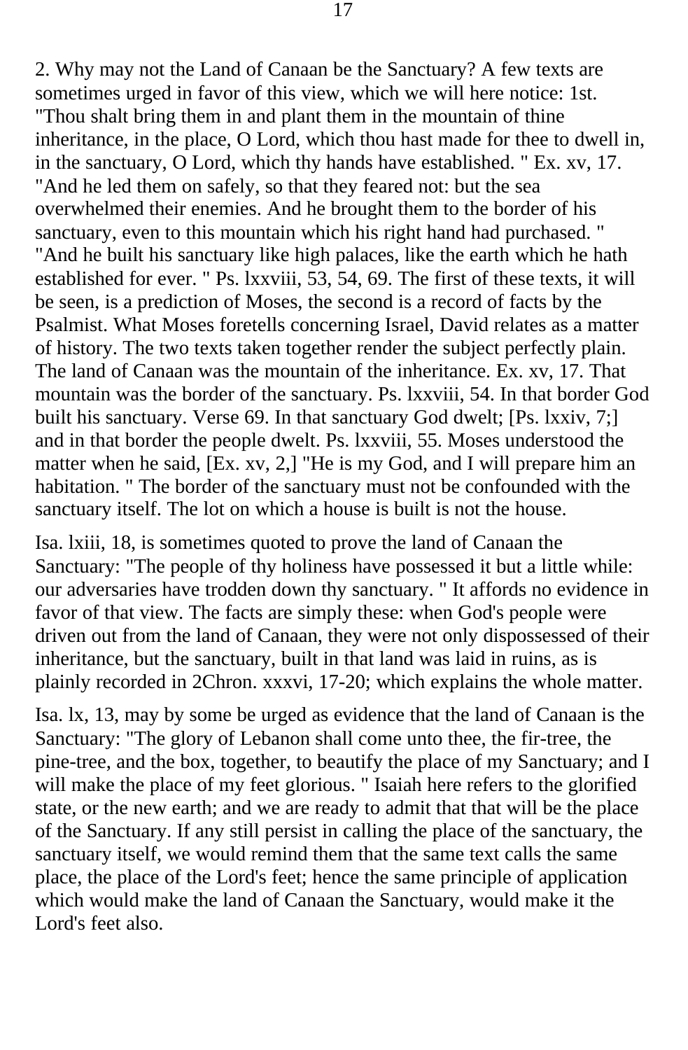2. Why may not the Land of Canaan be the Sanctuary? A few texts are sometimes urged in favor of this view, which we will here notice: 1st. "Thou shalt bring them in and plant them in the mountain of thine inheritance, in the place, O Lord, which thou hast made for thee to dwell in, in the sanctuary, O Lord, which thy hands have established. " Ex. xv, 17. "And he led them on safely, so that they feared not: but the sea overwhelmed their enemies. And he brought them to the border of his sanctuary, even to this mountain which his right hand had purchased. " "And he built his sanctuary like high palaces, like the earth which he hath established for ever. " Ps. lxxviii, 53, 54, 69. The first of these texts, it will be seen, is a prediction of Moses, the second is a record of facts by the Psalmist. What Moses foretells concerning Israel, David relates as a matter of history. The two texts taken together render the subject perfectly plain. The land of Canaan was the mountain of the inheritance. Ex. xv, 17. That mountain was the border of the sanctuary. Ps. lxxviii, 54. In that border God built his sanctuary. Verse 69. In that sanctuary God dwelt; [Ps. lxxiv, 7;] and in that border the people dwelt. Ps. lxxviii, 55. Moses understood the matter when he said, [Ex. xv, 2,] "He is my God, and I will prepare him an habitation. " The border of the sanctuary must not be confounded with the sanctuary itself. The lot on which a house is built is not the house.

Isa. lxiii, 18, is sometimes quoted to prove the land of Canaan the Sanctuary: "The people of thy holiness have possessed it but a little while: our adversaries have trodden down thy sanctuary. " It affords no evidence in favor of that view. The facts are simply these: when God's people were driven out from the land of Canaan, they were not only dispossessed of their inheritance, but the sanctuary, built in that land was laid in ruins, as is plainly recorded in 2Chron. xxxvi, 17-20; which explains the whole matter.

Isa. lx, 13, may by some be urged as evidence that the land of Canaan is the Sanctuary: "The glory of Lebanon shall come unto thee, the fir-tree, the pine-tree, and the box, together, to beautify the place of my Sanctuary; and I will make the place of my feet glorious. " Isaiah here refers to the glorified state, or the new earth; and we are ready to admit that that will be the place of the Sanctuary. If any still persist in calling the place of the sanctuary, the sanctuary itself, we would remind them that the same text calls the same place, the place of the Lord's feet; hence the same principle of application which would make the land of Canaan the Sanctuary, would make it the Lord's feet also.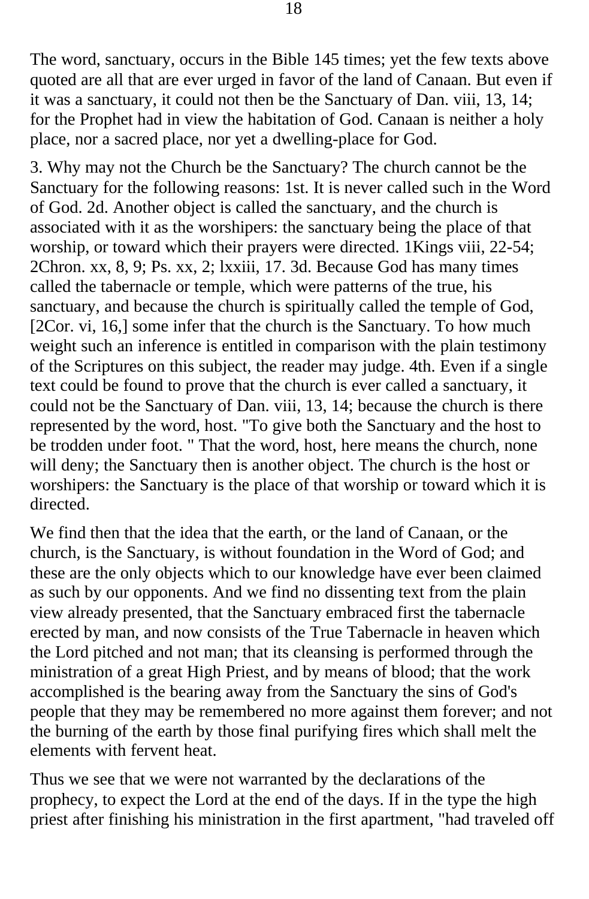The word, sanctuary, occurs in the Bible 145 times; yet the few texts above quoted are all that are ever urged in favor of the land of Canaan. But even if it was a sanctuary, it could not then be the Sanctuary of Dan. viii, 13, 14; for the Prophet had in view the habitation of God. Canaan is neither a holy place, nor a sacred place, nor yet a dwelling-place for God.

3. Why may not the Church be the Sanctuary? The church cannot be the Sanctuary for the following reasons: 1st. It is never called such in the Word of God. 2d. Another object is called the sanctuary, and the church is associated with it as the worshipers: the sanctuary being the place of that worship, or toward which their prayers were directed. 1Kings viii, 22-54; 2Chron. xx, 8, 9; Ps. xx, 2; lxxiii, 17. 3d. Because God has many times called the tabernacle or temple, which were patterns of the true, his sanctuary, and because the church is spiritually called the temple of God, [2Cor. vi, 16,] some infer that the church is the Sanctuary. To how much weight such an inference is entitled in comparison with the plain testimony of the Scriptures on this subject, the reader may judge. 4th. Even if a single text could be found to prove that the church is ever called a sanctuary, it could not be the Sanctuary of Dan. viii, 13, 14; because the church is there represented by the word, host. "To give both the Sanctuary and the host to be trodden under foot. " That the word, host, here means the church, none will deny; the Sanctuary then is another object. The church is the host or worshipers: the Sanctuary is the place of that worship or toward which it is directed.

We find then that the idea that the earth, or the land of Canaan, or the church, is the Sanctuary, is without foundation in the Word of God; and these are the only objects which to our knowledge have ever been claimed as such by our opponents. And we find no dissenting text from the plain view already presented, that the Sanctuary embraced first the tabernacle erected by man, and now consists of the True Tabernacle in heaven which the Lord pitched and not man; that its cleansing is performed through the ministration of a great High Priest, and by means of blood; that the work accomplished is the bearing away from the Sanctuary the sins of God's people that they may be remembered no more against them forever; and not the burning of the earth by those final purifying fires which shall melt the elements with fervent heat.

Thus we see that we were not warranted by the declarations of the prophecy, to expect the Lord at the end of the days. If in the type the high priest after finishing his ministration in the first apartment, "had traveled off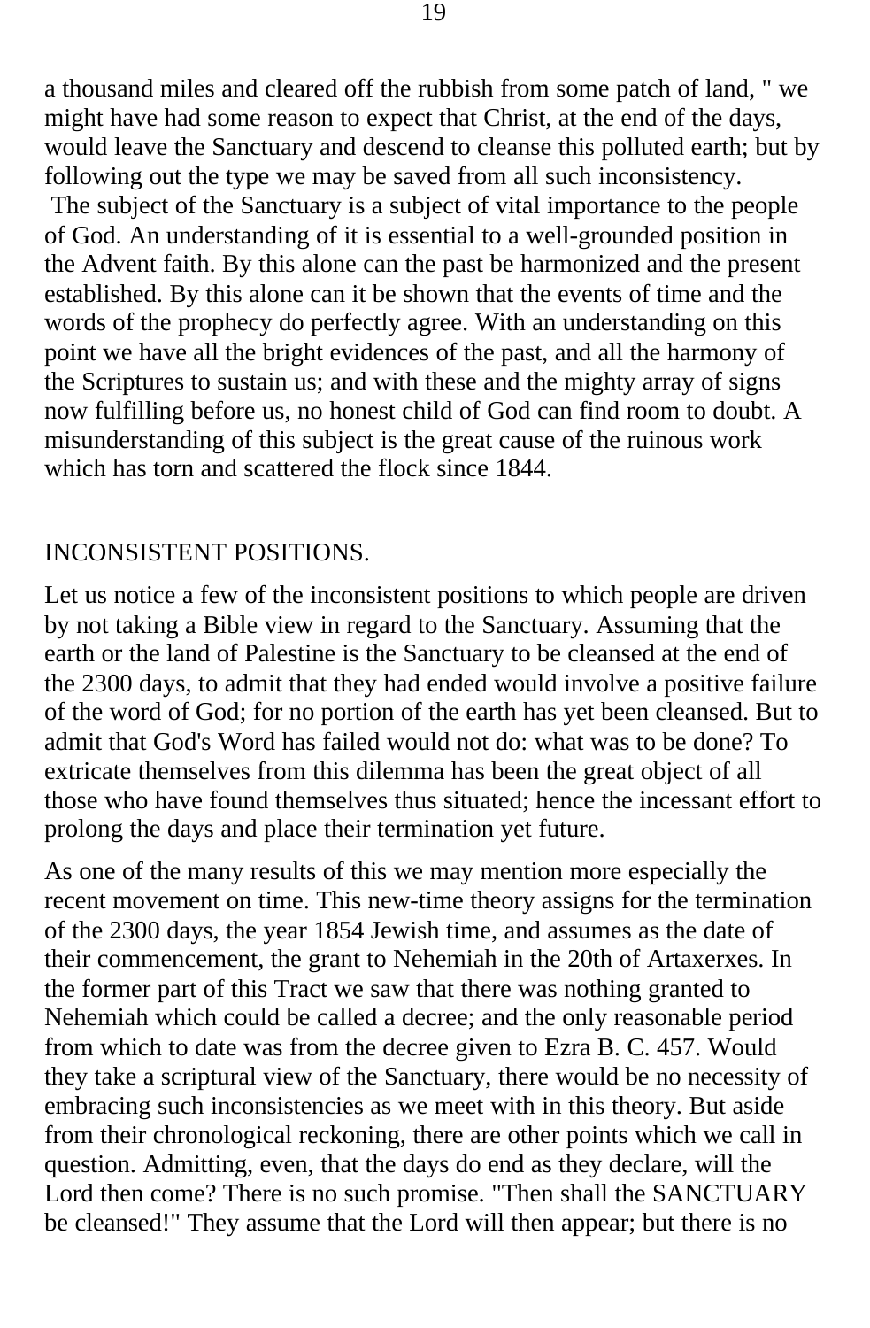a thousand miles and cleared off the rubbish from some patch of land, " we might have had some reason to expect that Christ, at the end of the days, would leave the Sanctuary and descend to cleanse this polluted earth; but by following out the type we may be saved from all such inconsistency.

The subject of the Sanctuary is a subject of vital importance to the people of God. An understanding of it is essential to a well-grounded position in the Advent faith. By this alone can the past be harmonized and the present established. By this alone can it be shown that the events of time and the words of the prophecy do perfectly agree. With an understanding on this point we have all the bright evidences of the past, and all the harmony of the Scriptures to sustain us; and with these and the mighty array of signs now fulfilling before us, no honest child of God can find room to doubt. A misunderstanding of this subject is the great cause of the ruinous work which has torn and scattered the flock since 1844.

## INCONSISTENT POSITIONS.

Let us notice a few of the inconsistent positions to which people are driven by not taking a Bible view in regard to the Sanctuary. Assuming that the earth or the land of Palestine is the Sanctuary to be cleansed at the end of the 2300 days, to admit that they had ended would involve a positive failure of the word of God; for no portion of the earth has yet been cleansed. But to admit that God's Word has failed would not do: what was to be done? To extricate themselves from this dilemma has been the great object of all those who have found themselves thus situated; hence the incessant effort to prolong the days and place their termination yet future.

As one of the many results of this we may mention more especially the recent movement on time. This new-time theory assigns for the termination of the 2300 days, the year 1854 Jewish time, and assumes as the date of their commencement, the grant to Nehemiah in the 20th of Artaxerxes. In the former part of this Tract we saw that there was nothing granted to Nehemiah which could be called a decree; and the only reasonable period from which to date was from the decree given to Ezra B. C. 457. Would they take a scriptural view of the Sanctuary, there would be no necessity of embracing such inconsistencies as we meet with in this theory. But aside from their chronological reckoning, there are other points which we call in question. Admitting, even, that the days do end as they declare, will the Lord then come? There is no such promise. "Then shall the SANCTUARY be cleansed!" They assume that the Lord will then appear; but there is no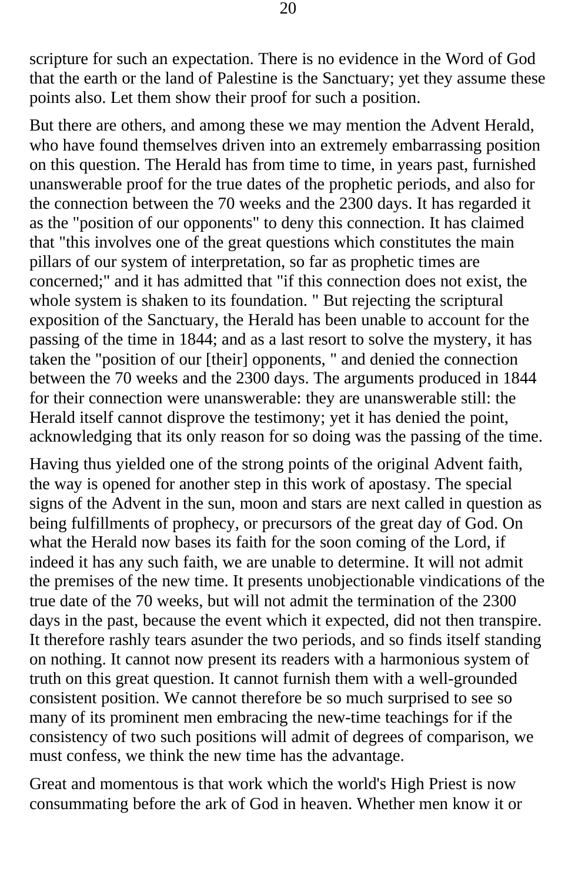scripture for such an expectation. There is no evidence in the Word of God that the earth or the land of Palestine is the Sanctuary; yet they assume these points also. Let them show their proof for such a position.

But there are others, and among these we may mention the Advent Herald, who have found themselves driven into an extremely embarrassing position on this question. The Herald has from time to time, in years past, furnished unanswerable proof for the true dates of the prophetic periods, and also for the connection between the 70 weeks and the 2300 days. It has regarded it as the "position of our opponents" to deny this connection. It has claimed that "this involves one of the great questions which constitutes the main pillars of our system of interpretation, so far as prophetic times are concerned;" and it has admitted that "if this connection does not exist, the whole system is shaken to its foundation. " But rejecting the scriptural exposition of the Sanctuary, the Herald has been unable to account for the passing of the time in 1844; and as a last resort to solve the mystery, it has taken the "position of our [their] opponents, " and denied the connection between the 70 weeks and the 2300 days. The arguments produced in 1844 for their connection were unanswerable: they are unanswerable still: the Herald itself cannot disprove the testimony; yet it has denied the point, acknowledging that its only reason for so doing was the passing of the time.

Having thus yielded one of the strong points of the original Advent faith, the way is opened for another step in this work of apostasy. The special signs of the Advent in the sun, moon and stars are next called in question as being fulfillments of prophecy, or precursors of the great day of God. On what the Herald now bases its faith for the soon coming of the Lord, if indeed it has any such faith, we are unable to determine. It will not admit the premises of the new time. It presents unobjectionable vindications of the true date of the 70 weeks, but will not admit the termination of the 2300 days in the past, because the event which it expected, did not then transpire. It therefore rashly tears asunder the two periods, and so finds itself standing on nothing. It cannot now present its readers with a harmonious system of truth on this great question. It cannot furnish them with a well-grounded consistent position. We cannot therefore be so much surprised to see so many of its prominent men embracing the new-time teachings for if the consistency of two such positions will admit of degrees of comparison, we must confess, we think the new time has the advantage.

Great and momentous is that work which the world's High Priest is now consummating before the ark of God in heaven. Whether men know it or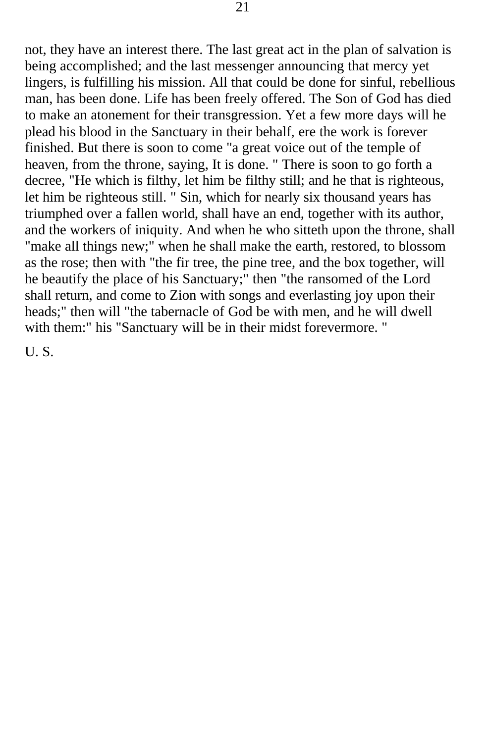not, they have an interest there. The last great act in the plan of salvation is being accomplished; and the last messenger announcing that mercy yet lingers, is fulfilling his mission. All that could be done for sinful, rebellious man, has been done. Life has been freely offered. The Son of God has died to make an atonement for their transgression. Yet a few more days will he plead his blood in the Sanctuary in their behalf, ere the work is forever finished. But there is soon to come "a great voice out of the temple of heaven, from the throne, saying, It is done. " There is soon to go forth a decree, "He which is filthy, let him be filthy still; and he that is righteous, let him be righteous still. " Sin, which for nearly six thousand years has triumphed over a fallen world, shall have an end, together with its author, and the workers of iniquity. And when he who sitteth upon the throne, shall "make all things new;" when he shall make the earth, restored, to blossom as the rose; then with "the fir tree, the pine tree, and the box together, will he beautify the place of his Sanctuary;" then "the ransomed of the Lord shall return, and come to Zion with songs and everlasting joy upon their heads;" then will "the tabernacle of God be with men, and he will dwell with them:" his "Sanctuary will be in their midst forevermore. "

U. S.